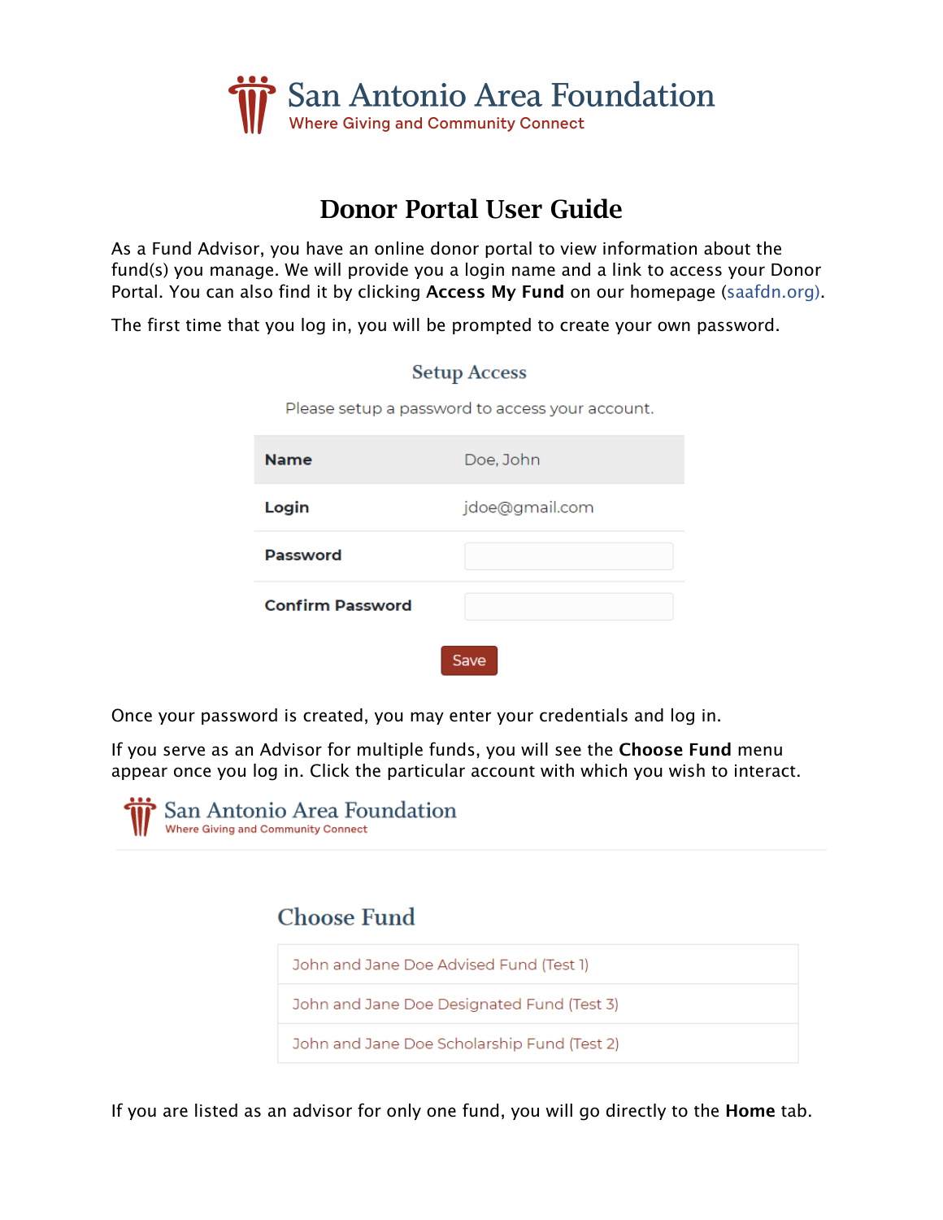San Antonio Area Foundation
Where Giving and Community Connect

# Donor Portal User Guide

As a Fund Advisor, you have an online donor portal to view information about the fund(s) you manage. We will provide you a login name and a link to access your Donor Portal. You can also find it by clicking **Access My Fund** on our homepage (saafdn.org).

The first time that you log in, you will be prompted to create your own password.

### Setup Access

Please setup a password to access your account.

| | |
|---|---|
| **Name** | Doe, John |
| **Login** | jdoe@gmail.com |
| **Password** | |
| **Confirm Password** | |

Save

Once your password is created, you may enter your credentials and log in.

If you serve as an Advisor for multiple funds, you will see the **Choose Fund** menu appear once you log in. Click the particular account with which you wish to interact.

San Antonio Area Foundation
Where Giving and Community Connect

### Choose Fund

- John and Jane Doe Advised Fund (Test 1)
- John and Jane Doe Designated Fund (Test 3)
- John and Jane Doe Scholarship Fund (Test 2)

If you are listed as an advisor for only one fund, you will go directly to the **Home** tab.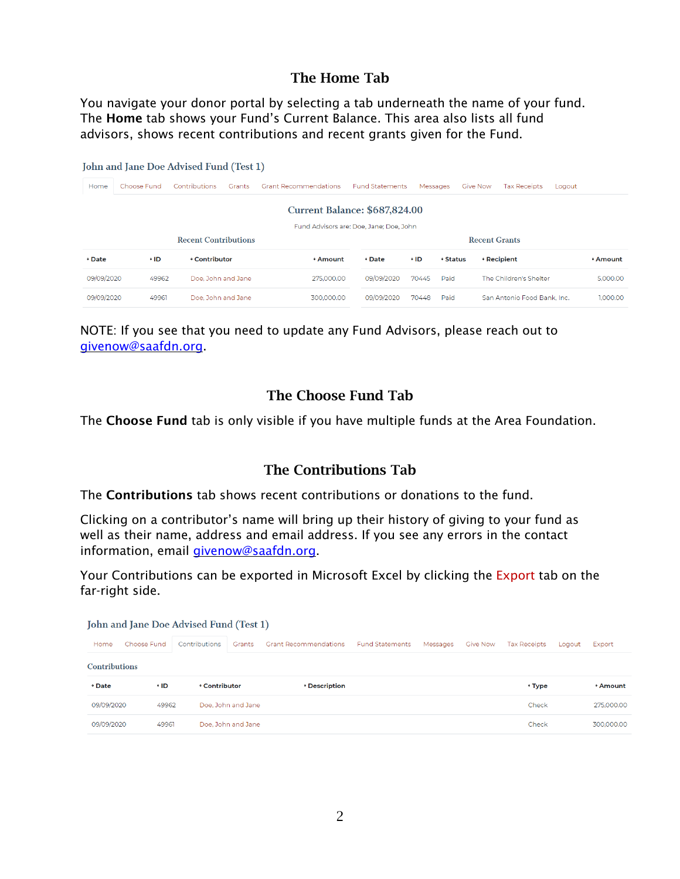## The Home Tab

You navigate your donor portal by selecting a tab underneath the name of your fund. The **Home** tab shows your Fund's Current Balance. This area also lists all fund advisors, shows recent contributions and recent grants given for the Fund.

John and Jane Doe Advised Fund (Test 1)

Home | Choose Fund | Contributions | Grants | Grant Recommendations | Fund Statements | Messages | Give Now | Tax Receipts | Logout

**Current Balance: $687,824.00**

Fund Advisors are: Doe, Jane; Doe, John

Recent Contributions

| Date | ID | Contributor | Amount |
|---|---|---|---|
| 09/09/2020 | 49962 | Doe, John and Jane | 275,000.00 |
| 09/09/2020 | 49961 | Doe, John and Jane | 300,000.00 |

Recent Grants

| Date | ID | Status | Recipient | Amount |
|---|---|---|---|---|
| 09/09/2020 | 70445 | Paid | The Children's Shelter | 5,000.00 |
| 09/09/2020 | 70448 | Paid | San Antonio Food Bank, Inc. | 1,000.00 |

NOTE: If you see that you need to update any Fund Advisors, please reach out to givenow@saafdn.org.

## The Choose Fund Tab

The **Choose Fund** tab is only visible if you have multiple funds at the Area Foundation.

## The Contributions Tab

The **Contributions** tab shows recent contributions or donations to the fund.

Clicking on a contributor's name will bring up their history of giving to your fund as well as their name, address and email address. If you see any errors in the contact information, email givenow@saafdn.org.

Your Contributions can be exported in Microsoft Excel by clicking the Export tab on the far-right side.

John and Jane Doe Advised Fund (Test 1)

Home | Choose Fund | Contributions | Grants | Grant Recommendations | Fund Statements | Messages | Give Now | Tax Receipts | Logout | Export

Contributions

| Date | ID | Contributor | Description | Type | Amount |
|---|---|---|---|---|---|
| 09/09/2020 | 49962 | Doe, John and Jane | | Check | 275,000.00 |
| 09/09/2020 | 49961 | Doe, John and Jane | | Check | 300,000.00 |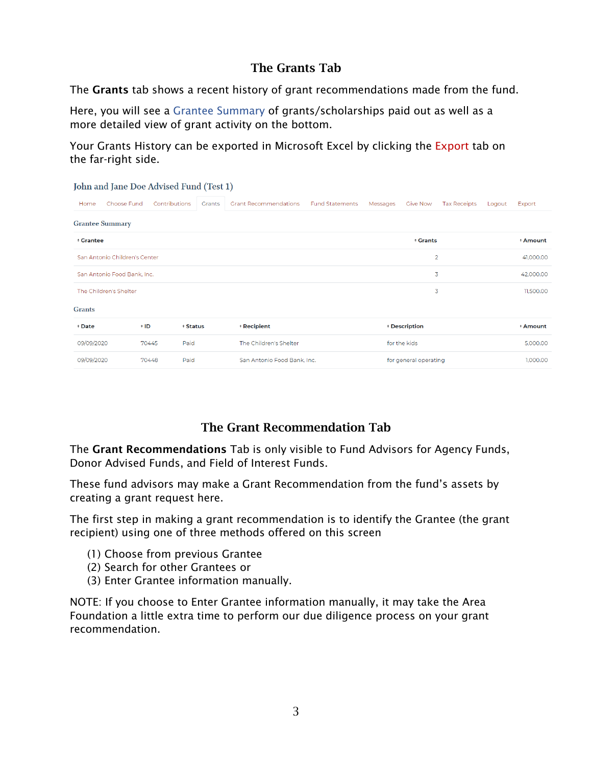## The Grants Tab

The **Grants** tab shows a recent history of grant recommendations made from the fund.

Here, you will see a Grantee Summary of grants/scholarships paid out as well as a more detailed view of grant activity on the bottom.

Your Grants History can be exported in Microsoft Excel by clicking the Export tab on the far-right side.

John and Jane Doe Advised Fund (Test 1)

Home | Choose Fund | Contributions | Grants | Grant Recommendations | Fund Statements | Messages | Give Now | Tax Receipts | Logout | Export

Grantee Summary

| Grantee | Grants | Amount |
|---|---|---|
| San Antonio Children's Center | 2 | 41,000.00 |
| San Antonio Food Bank, Inc. | 3 | 42,000.00 |
| The Children's Shelter | 3 | 11,500.00 |

Grants

| Date | ID | Status | Recipient | Description | Amount |
|---|---|---|---|---|---|
| 09/09/2020 | 70445 | Paid | The Children's Shelter | for the kids | 5,000.00 |
| 09/09/2020 | 70448 | Paid | San Antonio Food Bank, Inc. | for general operating | 1,000.00 |

## The Grant Recommendation Tab

The **Grant Recommendations** Tab is only visible to Fund Advisors for Agency Funds, Donor Advised Funds, and Field of Interest Funds.

These fund advisors may make a Grant Recommendation from the fund's assets by creating a grant request here.

The first step in making a grant recommendation is to identify the Grantee (the grant recipient) using one of three methods offered on this screen

(1) Choose from previous Grantee
(2) Search for other Grantees or
(3) Enter Grantee information manually.

NOTE: If you choose to Enter Grantee information manually, it may take the Area Foundation a little extra time to perform our due diligence process on your grant recommendation.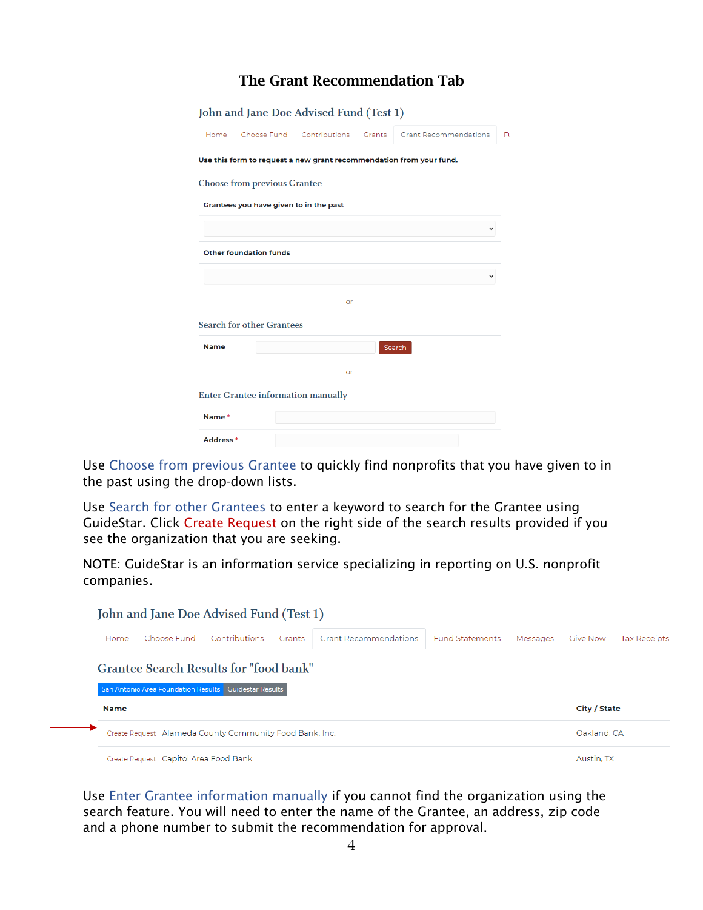# The Grant Recommendation Tab

John and Jane Doe Advised Fund (Test 1)

Home | Choose Fund | Contributions | Grants | Grant Recommendations | Fi

**Use this form to request a new grant recommendation from your fund.**

Choose from previous Grantee

**Grantees you have given to in the past**

**Other foundation funds**

or

Search for other Grantees

**Name** Search

or

Enter Grantee information manually

**Name** *

**Address** *

Use Choose from previous Grantee to quickly find nonprofits that you have given to in the past using the drop-down lists.

Use Search for other Grantees to enter a keyword to search for the Grantee using GuideStar. Click Create Request on the right side of the search results provided if you see the organization that you are seeking.

NOTE: GuideStar is an information service specializing in reporting on U.S. nonprofit companies.

John and Jane Doe Advised Fund (Test 1)

Home | Choose Fund | Contributions | Grants | Grant Recommendations | Fund Statements | Messages | Give Now | Tax Receipts

Grantee Search Results for "food bank"

San Antonio Area Foundation Results | Guidestar Results

| Name | City / State |
| --- | --- |
| Create Request Alameda County Community Food Bank, Inc. | Oakland, CA |
| Create Request Capitol Area Food Bank | Austin, TX |

Use Enter Grantee information manually if you cannot find the organization using the search feature. You will need to enter the name of the Grantee, an address, zip code and a phone number to submit the recommendation for approval.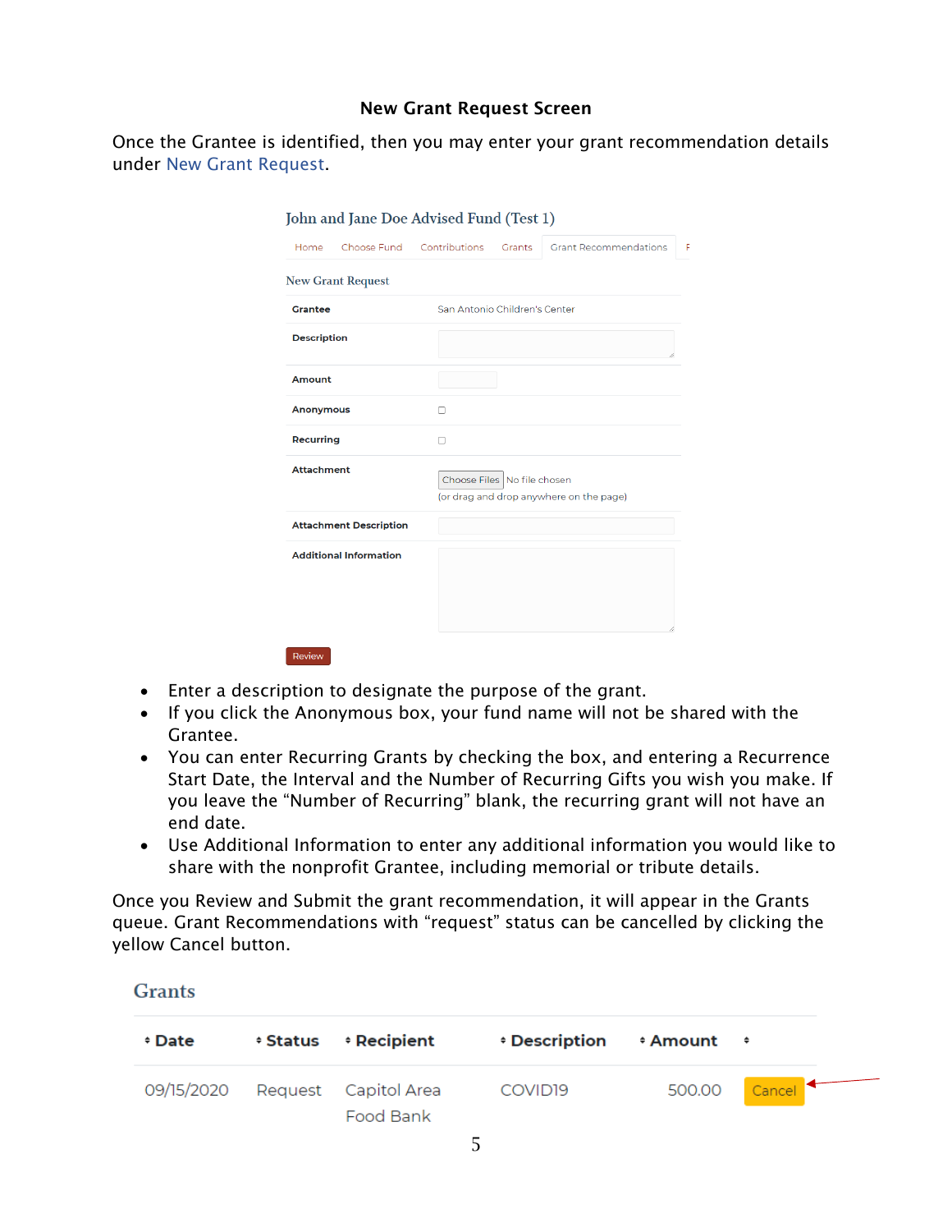### New Grant Request Screen

Once the Grantee is identified, then you may enter your grant recommendation details under New Grant Request.

John and Jane Doe Advised Fund (Test 1)

Home | Choose Fund | Contributions | Grants | Grant Recommendations

New Grant Request

| | |
|---|---|
| **Grantee** | San Antonio Children's Center |
| **Description** | |
| **Amount** | |
| **Anonymous** | ☐ |
| **Recurring** | ☐ |
| **Attachment** | Choose Files No file chosen (or drag and drop anywhere on the page) |
| **Attachment Description** | |
| **Additional Information** | |

Review

- Enter a description to designate the purpose of the grant.
- If you click the Anonymous box, your fund name will not be shared with the Grantee.
- You can enter Recurring Grants by checking the box, and entering a Recurrence Start Date, the Interval and the Number of Recurring Gifts you wish you make. If you leave the "Number of Recurring" blank, the recurring grant will not have an end date.
- Use Additional Information to enter any additional information you would like to share with the nonprofit Grantee, including memorial or tribute details.

Once you Review and Submit the grant recommendation, it will appear in the Grants queue. Grant Recommendations with "request" status can be cancelled by clicking the yellow Cancel button.

Grants

| Date | Status | Recipient | Description | Amount | |
|---|---|---|---|---|---|
| 09/15/2020 | Request | Capitol Area Food Bank | COVID19 | 500.00 | Cancel |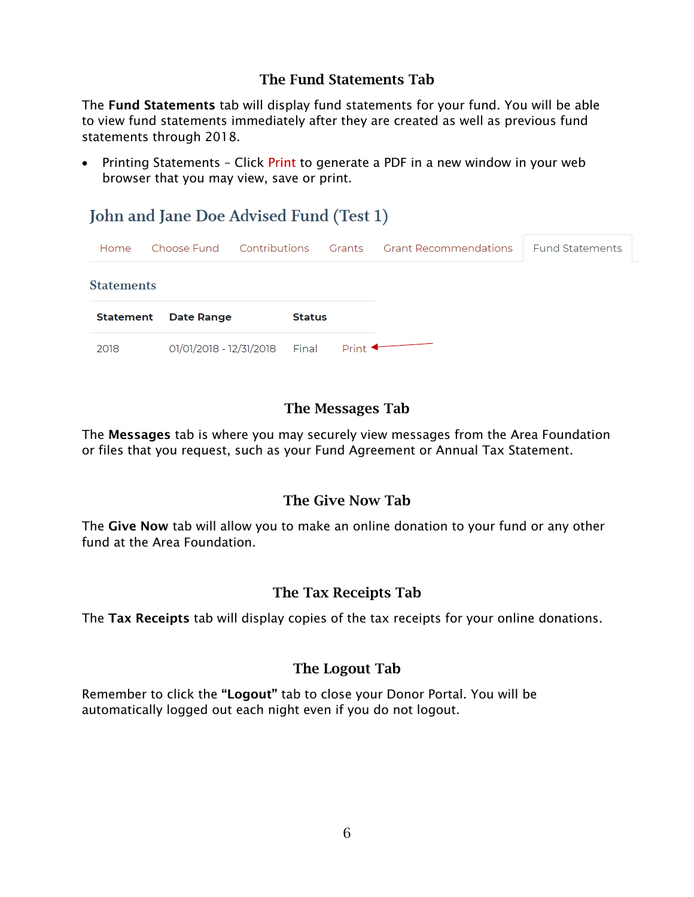## The Fund Statements Tab

The **Fund Statements** tab will display fund statements for your fund. You will be able to view fund statements immediately after they are created as well as previous fund statements through 2018.

- Printing Statements – Click Print to generate a PDF in a new window in your web browser that you may view, save or print.

### John and Jane Doe Advised Fund (Test 1)

Home | Choose Fund | Contributions | Grants | Grant Recommendations | Fund Statements

**Statements**

| Statement | Date Range | Status | |
|---|---|---|---|
| 2018 | 01/01/2018 - 12/31/2018 | Final | Print |

## The Messages Tab

The **Messages** tab is where you may securely view messages from the Area Foundation or files that you request, such as your Fund Agreement or Annual Tax Statement.

## The Give Now Tab

The **Give Now** tab will allow you to make an online donation to your fund or any other fund at the Area Foundation.

## The Tax Receipts Tab

The **Tax Receipts** tab will display copies of the tax receipts for your online donations.

## The Logout Tab

Remember to click the **"Logout"** tab to close your Donor Portal. You will be automatically logged out each night even if you do not logout.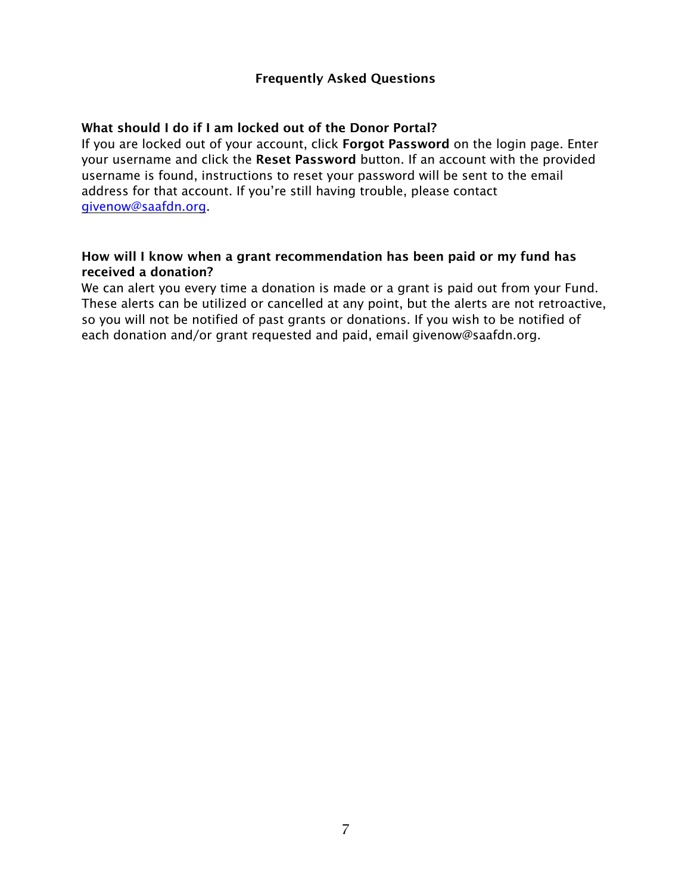## Frequently Asked Questions

### What should I do if I am locked out of the Donor Portal?

If you are locked out of your account, click **Forgot Password** on the login page. Enter your username and click the **Reset Password** button. If an account with the provided username is found, instructions to reset your password will be sent to the email address for that account. If you're still having trouble, please contact givenow@saafdn.org.

### How will I know when a grant recommendation has been paid or my fund has received a donation?

We can alert you every time a donation is made or a grant is paid out from your Fund. These alerts can be utilized or cancelled at any point, but the alerts are not retroactive, so you will not be notified of past grants or donations. If you wish to be notified of each donation and/or grant requested and paid, email givenow@saafdn.org.